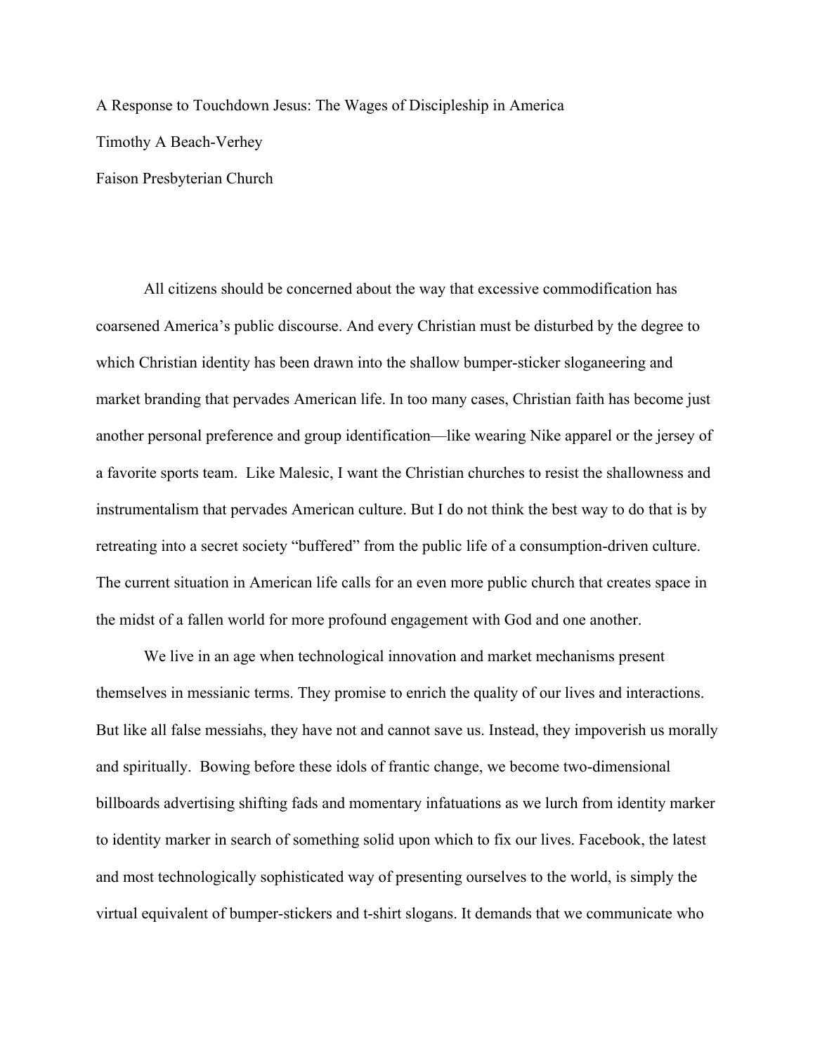A Response to Touchdown Jesus: The Wages of Discipleship in America

Timothy A Beach-Verhey

Faison Presbyterian Church

All citizens should be concerned about the way that excessive commodification has coarsened America's public discourse. And every Christian must be disturbed by the degree to which Christian identity has been drawn into the shallow bumper-sticker sloganeering and market branding that pervades American life. In too many cases, Christian faith has become just another personal preference and group identification—like wearing Nike apparel or the jersey of a favorite sports team. Like Malesic, I want the Christian churches to resist the shallowness and instrumentalism that pervades American culture. But I do not think the best way to do that is by retreating into a secret society "buffered" from the public life of a consumption-driven culture. The current situation in American life calls for an even more public church that creates space in the midst of a fallen world for more profound engagement with God and one another.

We live in an age when technological innovation and market mechanisms present themselves in messianic terms. They promise to enrich the quality of our lives and interactions. But like all false messiahs, they have not and cannot save us. Instead, they impoverish us morally and spiritually. Bowing before these idols of frantic change, we become two-dimensional billboards advertising shifting fads and momentary infatuations as we lurch from identity marker to identity marker in search of something solid upon which to fix our lives. Facebook, the latest and most technologically sophisticated way of presenting ourselves to the world, is simply the virtual equivalent of bumper-stickers and t-shirt slogans. It demands that we communicate who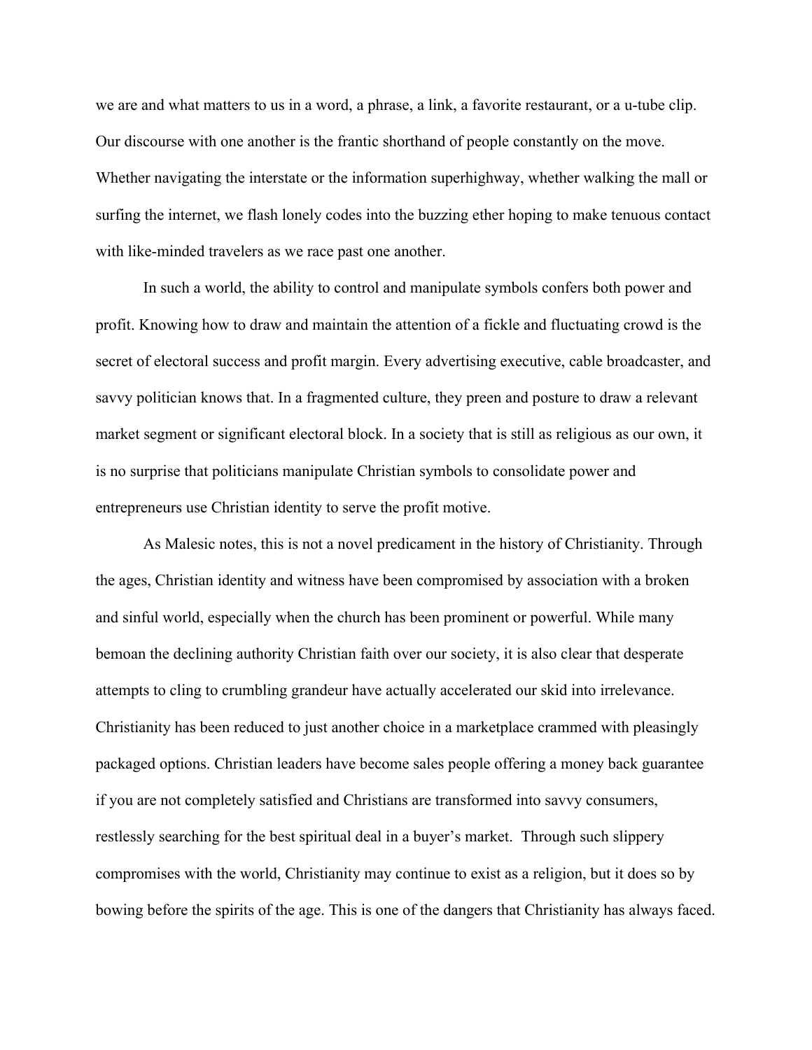we are and what matters to us in a word, a phrase, a link, a favorite restaurant, or a u-tube clip. Our discourse with one another is the frantic shorthand of people constantly on the move. Whether navigating the interstate or the information superhighway, whether walking the mall or surfing the internet, we flash lonely codes into the buzzing ether hoping to make tenuous contact with like-minded travelers as we race past one another.

In such a world, the ability to control and manipulate symbols confers both power and profit. Knowing how to draw and maintain the attention of a fickle and fluctuating crowd is the secret of electoral success and profit margin. Every advertising executive, cable broadcaster, and savvy politician knows that. In a fragmented culture, they preen and posture to draw a relevant market segment or significant electoral block. In a society that is still as religious as our own, it is no surprise that politicians manipulate Christian symbols to consolidate power and entrepreneurs use Christian identity to serve the profit motive.

As Malesic notes, this is not a novel predicament in the history of Christianity. Through the ages, Christian identity and witness have been compromised by association with a broken and sinful world, especially when the church has been prominent or powerful. While many bemoan the declining authority Christian faith over our society, it is also clear that desperate attempts to cling to crumbling grandeur have actually accelerated our skid into irrelevance. Christianity has been reduced to just another choice in a marketplace crammed with pleasingly packaged options. Christian leaders have become sales people offering a money back guarantee if you are not completely satisfied and Christians are transformed into savvy consumers, restlessly searching for the best spiritual deal in a buyer's market. Through such slippery compromises with the world, Christianity may continue to exist as a religion, but it does so by bowing before the spirits of the age. This is one of the dangers that Christianity has always faced.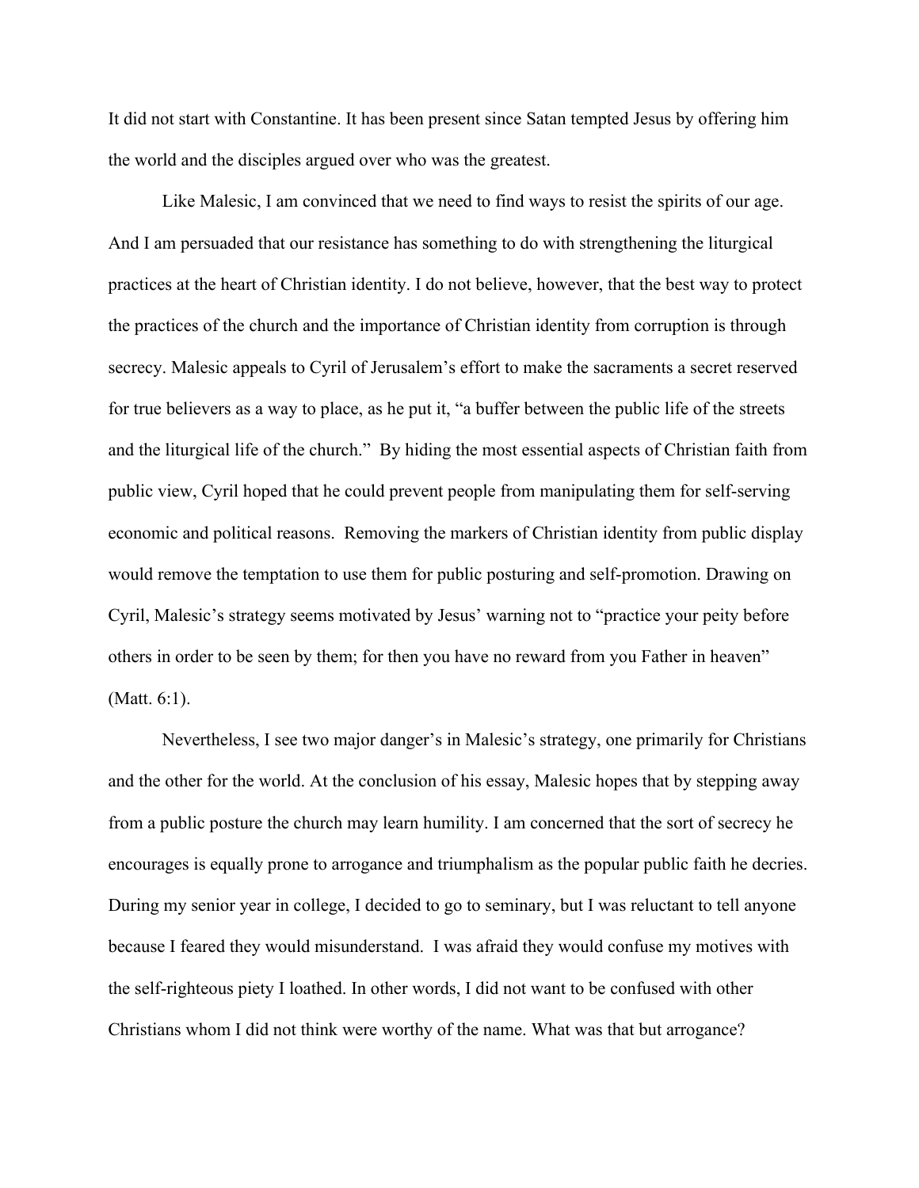It did not start with Constantine. It has been present since Satan tempted Jesus by offering him the world and the disciples argued over who was the greatest.

Like Malesic, I am convinced that we need to find ways to resist the spirits of our age. And I am persuaded that our resistance has something to do with strengthening the liturgical practices at the heart of Christian identity. I do not believe, however, that the best way to protect the practices of the church and the importance of Christian identity from corruption is through secrecy. Malesic appeals to Cyril of Jerusalem's effort to make the sacraments a secret reserved for true believers as a way to place, as he put it, "a buffer between the public life of the streets and the liturgical life of the church." By hiding the most essential aspects of Christian faith from public view, Cyril hoped that he could prevent people from manipulating them for self-serving economic and political reasons. Removing the markers of Christian identity from public display would remove the temptation to use them for public posturing and self-promotion. Drawing on Cyril, Malesic's strategy seems motivated by Jesus' warning not to "practice your peity before others in order to be seen by them; for then you have no reward from you Father in heaven" (Matt. 6:1).

Nevertheless, I see two major danger's in Malesic's strategy, one primarily for Christians and the other for the world. At the conclusion of his essay, Malesic hopes that by stepping away from a public posture the church may learn humility. I am concerned that the sort of secrecy he encourages is equally prone to arrogance and triumphalism as the popular public faith he decries. During my senior year in college, I decided to go to seminary, but I was reluctant to tell anyone because I feared they would misunderstand. I was afraid they would confuse my motives with the self-righteous piety I loathed. In other words, I did not want to be confused with other Christians whom I did not think were worthy of the name. What was that but arrogance?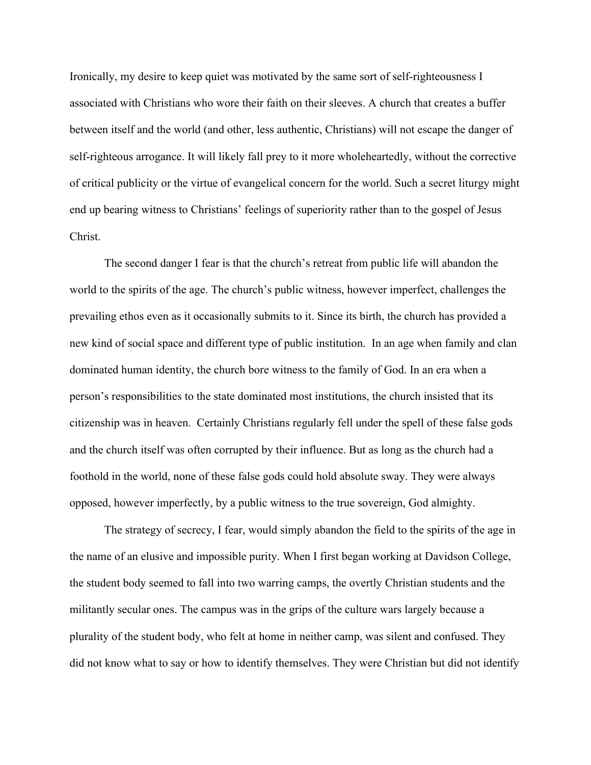Ironically, my desire to keep quiet was motivated by the same sort of self-righteousness I associated with Christians who wore their faith on their sleeves. A church that creates a buffer between itself and the world (and other, less authentic, Christians) will not escape the danger of self-righteous arrogance. It will likely fall prey to it more wholeheartedly, without the corrective of critical publicity or the virtue of evangelical concern for the world. Such a secret liturgy might end up bearing witness to Christians' feelings of superiority rather than to the gospel of Jesus Christ.

The second danger I fear is that the church's retreat from public life will abandon the world to the spirits of the age. The church's public witness, however imperfect, challenges the prevailing ethos even as it occasionally submits to it. Since its birth, the church has provided a new kind of social space and different type of public institution. In an age when family and clan dominated human identity, the church bore witness to the family of God. In an era when a person's responsibilities to the state dominated most institutions, the church insisted that its citizenship was in heaven. Certainly Christians regularly fell under the spell of these false gods and the church itself was often corrupted by their influence. But as long as the church had a foothold in the world, none of these false gods could hold absolute sway. They were always opposed, however imperfectly, by a public witness to the true sovereign, God almighty.

The strategy of secrecy, I fear, would simply abandon the field to the spirits of the age in the name of an elusive and impossible purity. When I first began working at Davidson College, the student body seemed to fall into two warring camps, the overtly Christian students and the militantly secular ones. The campus was in the grips of the culture wars largely because a plurality of the student body, who felt at home in neither camp, was silent and confused. They did not know what to say or how to identify themselves. They were Christian but did not identify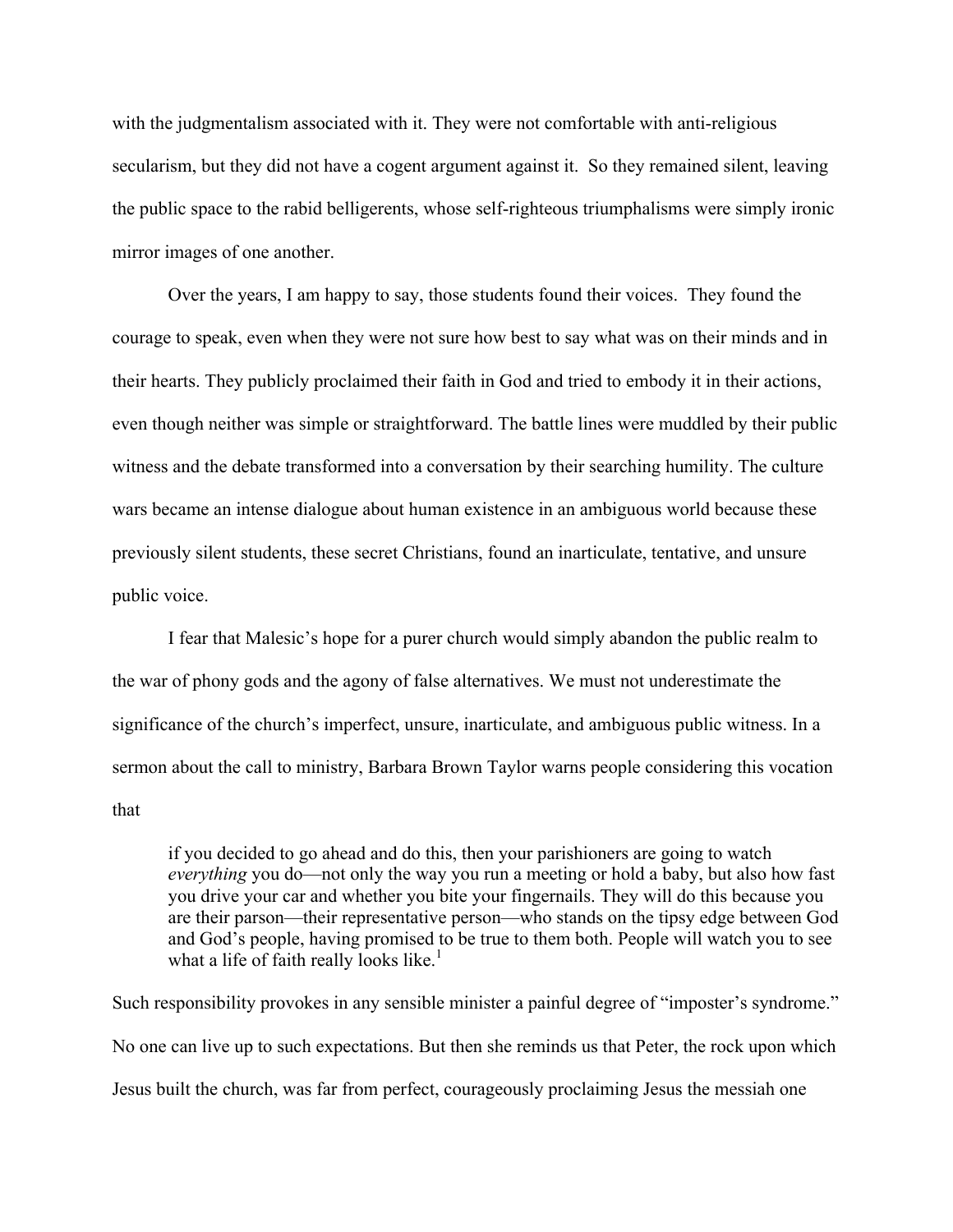with the judgmentalism associated with it. They were not comfortable with anti-religious secularism, but they did not have a cogent argument against it. So they remained silent, leaving the public space to the rabid belligerents, whose self-righteous triumphalisms were simply ironic mirror images of one another.

Over the years, I am happy to say, those students found their voices. They found the courage to speak, even when they were not sure how best to say what was on their minds and in their hearts. They publicly proclaimed their faith in God and tried to embody it in their actions, even though neither was simple or straightforward. The battle lines were muddled by their public witness and the debate transformed into a conversation by their searching humility. The culture wars became an intense dialogue about human existence in an ambiguous world because these previously silent students, these secret Christians, found an inarticulate, tentative, and unsure public voice.

I fear that Malesic's hope for a purer church would simply abandon the public realm to the war of phony gods and the agony of false alternatives. We must not underestimate the significance of the church's imperfect, unsure, inarticulate, and ambiguous public witness. In a sermon about the call to ministry, Barbara Brown Taylor warns people considering this vocation that

> if you decided to go ahead and do this, then your parishioners are going to watch *everything* you do—not only the way you run a meeting or hold a baby, but also how fast you drive your car and whether you bite your fingernails. They will do this because you are their parson—their representative person—who stands on the tipsy edge between God and God's people, having promised to be true to them both. People will watch you to see what a life of faith really looks like.[1]

Such responsibility provokes in any sensible minister a painful degree of "imposter's syndrome." No one can live up to such expectations. But then she reminds us that Peter, the rock upon which Jesus built the church, was far from perfect, courageously proclaiming Jesus the messiah one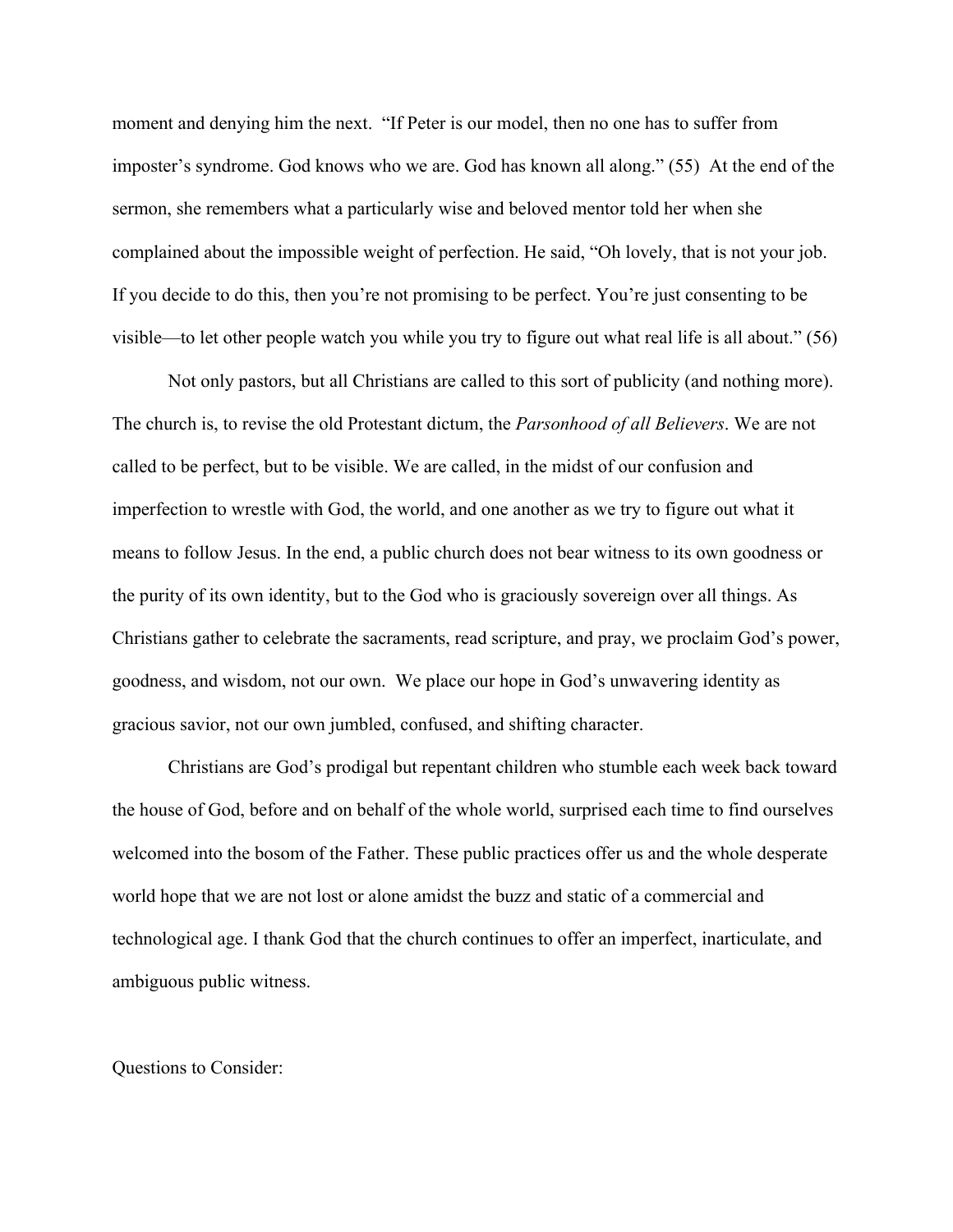moment and denying him the next. "If Peter is our model, then no one has to suffer from imposter's syndrome. God knows who we are. God has known all along." (55) At the end of the sermon, she remembers what a particularly wise and beloved mentor told her when she complained about the impossible weight of perfection. He said, "Oh lovely, that is not your job. If you decide to do this, then you're not promising to be perfect. You're just consenting to be visible—to let other people watch you while you try to figure out what real life is all about." (56)

Not only pastors, but all Christians are called to this sort of publicity (and nothing more). The church is, to revise the old Protestant dictum, the *Parsonhood of all Believers*. We are not called to be perfect, but to be visible. We are called, in the midst of our confusion and imperfection to wrestle with God, the world, and one another as we try to figure out what it means to follow Jesus. In the end, a public church does not bear witness to its own goodness or the purity of its own identity, but to the God who is graciously sovereign over all things. As Christians gather to celebrate the sacraments, read scripture, and pray, we proclaim God's power, goodness, and wisdom, not our own. We place our hope in God's unwavering identity as gracious savior, not our own jumbled, confused, and shifting character.

Christians are God's prodigal but repentant children who stumble each week back toward the house of God, before and on behalf of the whole world, surprised each time to find ourselves welcomed into the bosom of the Father. These public practices offer us and the whole desperate world hope that we are not lost or alone amidst the buzz and static of a commercial and technological age. I thank God that the church continues to offer an imperfect, inarticulate, and ambiguous public witness.

Questions to Consider: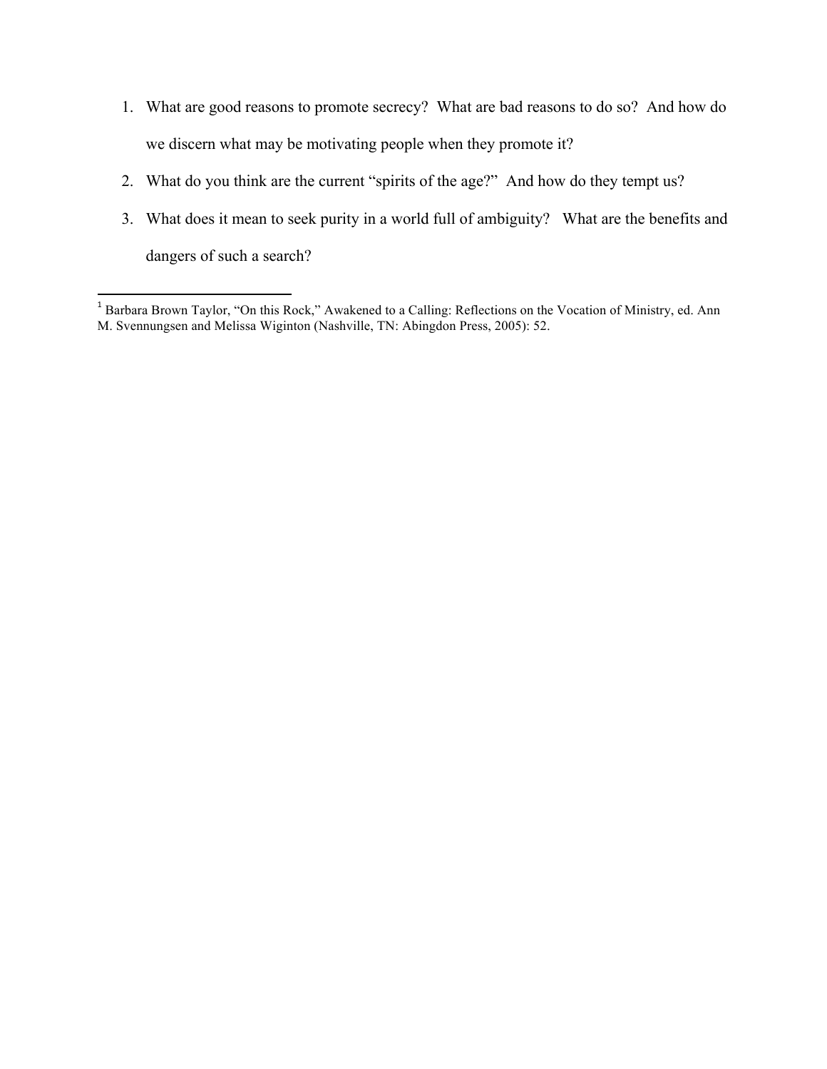1. What are good reasons to promote secrecy? What are bad reasons to do so? And how do we discern what may be motivating people when they promote it?
2. What do you think are the current "spirits of the age?" And how do they tempt us?
3. What does it mean to seek purity in a world full of ambiguity? What are the benefits and dangers of such a search?

---

[1] Barbara Brown Taylor, "On this Rock," Awakened to a Calling: Reflections on the Vocation of Ministry, ed. Ann M. Svennungsen and Melissa Wiginton (Nashville, TN: Abingdon Press, 2005): 52.